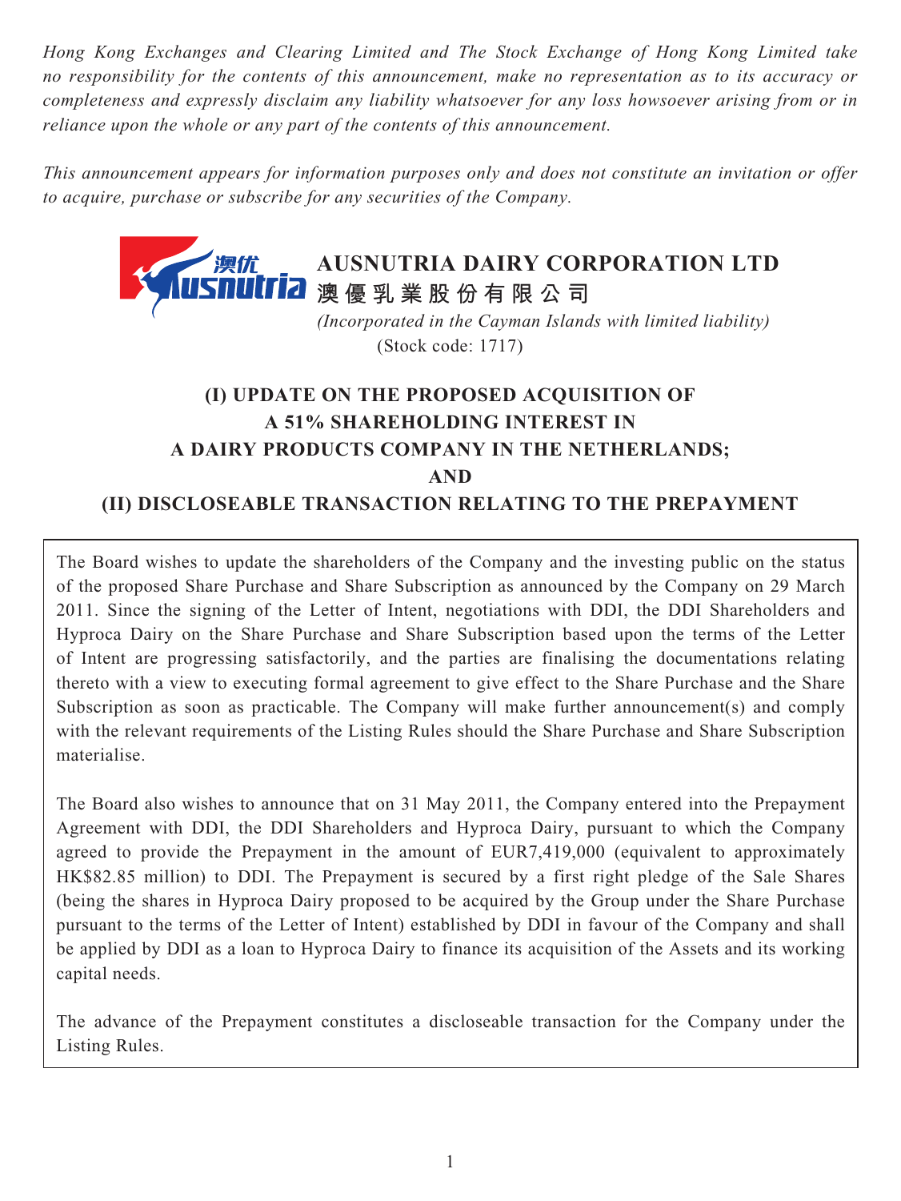*Hong Kong Exchanges and Clearing Limited and The Stock Exchange of Hong Kong Limited take no responsibility for the contents of this announcement, make no representation as to its accuracy or completeness and expressly disclaim any liability whatsoever for any loss howsoever arising from or in reliance upon the whole or any part of the contents of this announcement.*

*This announcement appears for information purposes only and does not constitute an invitation or offer to acquire, purchase or subscribe for any securities of the Company.*

**AUSNUTRIA DAIRY CORPORATION LTD**
**澳優乳業股份有限公司**

*(Incorporated in the Cayman Islands with limited liability)*
(Stock code: 1717)

# (I) UPDATE ON THE PROPOSED ACQUISITION OF A 51% SHAREHOLDING INTEREST IN A DAIRY PRODUCTS COMPANY IN THE NETHERLANDS; AND (II) DISCLOSEABLE TRANSACTION RELATING TO THE PREPAYMENT

The Board wishes to update the shareholders of the Company and the investing public on the status of the proposed Share Purchase and Share Subscription as announced by the Company on 29 March 2011. Since the signing of the Letter of Intent, negotiations with DDI, the DDI Shareholders and Hyproca Dairy on the Share Purchase and Share Subscription based upon the terms of the Letter of Intent are progressing satisfactorily, and the parties are finalising the documentations relating thereto with a view to executing formal agreement to give effect to the Share Purchase and the Share Subscription as soon as practicable. The Company will make further announcement(s) and comply with the relevant requirements of the Listing Rules should the Share Purchase and Share Subscription materialise.

The Board also wishes to announce that on 31 May 2011, the Company entered into the Prepayment Agreement with DDI, the DDI Shareholders and Hyproca Dairy, pursuant to which the Company agreed to provide the Prepayment in the amount of EUR7,419,000 (equivalent to approximately HK$82.85 million) to DDI. The Prepayment is secured by a first right pledge of the Sale Shares (being the shares in Hyproca Dairy proposed to be acquired by the Group under the Share Purchase pursuant to the terms of the Letter of Intent) established by DDI in favour of the Company and shall be applied by DDI as a loan to Hyproca Dairy to finance its acquisition of the Assets and its working capital needs.

The advance of the Prepayment constitutes a discloseable transaction for the Company under the Listing Rules.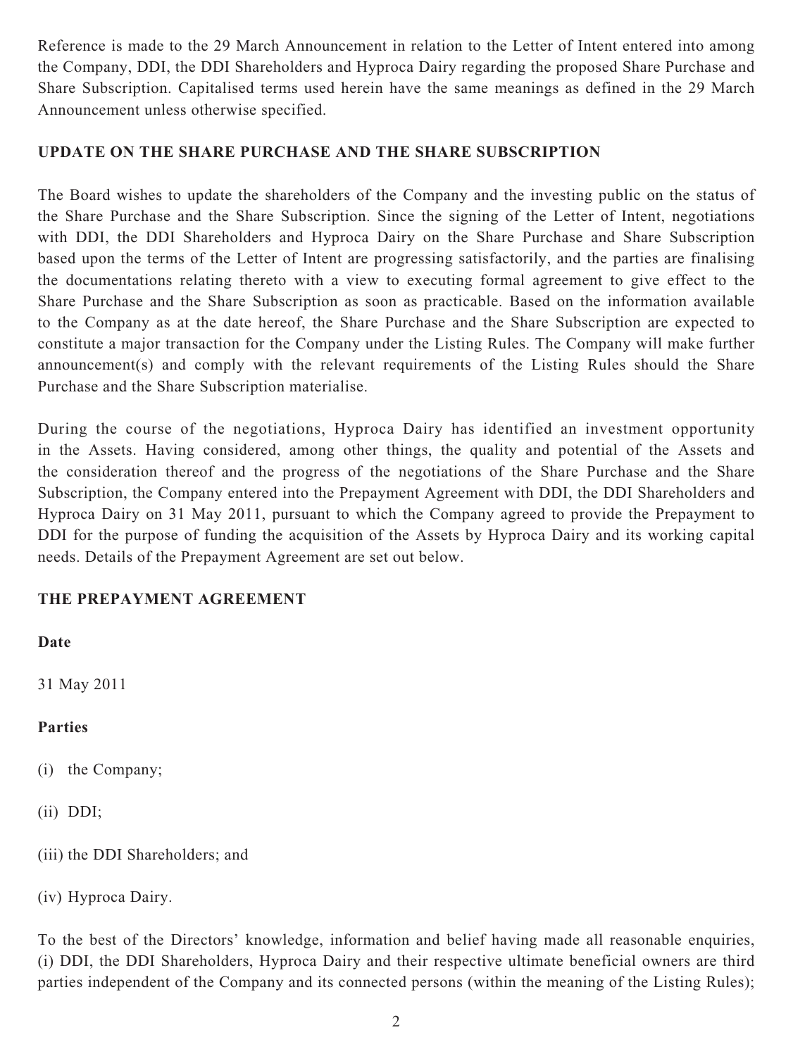Reference is made to the 29 March Announcement in relation to the Letter of Intent entered into among the Company, DDI, the DDI Shareholders and Hyproca Dairy regarding the proposed Share Purchase and Share Subscription. Capitalised terms used herein have the same meanings as defined in the 29 March Announcement unless otherwise specified.

## UPDATE ON THE SHARE PURCHASE AND THE SHARE SUBSCRIPTION

The Board wishes to update the shareholders of the Company and the investing public on the status of the Share Purchase and the Share Subscription. Since the signing of the Letter of Intent, negotiations with DDI, the DDI Shareholders and Hyproca Dairy on the Share Purchase and Share Subscription based upon the terms of the Letter of Intent are progressing satisfactorily, and the parties are finalising the documentations relating thereto with a view to executing formal agreement to give effect to the Share Purchase and the Share Subscription as soon as practicable. Based on the information available to the Company as at the date hereof, the Share Purchase and the Share Subscription are expected to constitute a major transaction for the Company under the Listing Rules. The Company will make further announcement(s) and comply with the relevant requirements of the Listing Rules should the Share Purchase and the Share Subscription materialise.

During the course of the negotiations, Hyproca Dairy has identified an investment opportunity in the Assets. Having considered, among other things, the quality and potential of the Assets and the consideration thereof and the progress of the negotiations of the Share Purchase and the Share Subscription, the Company entered into the Prepayment Agreement with DDI, the DDI Shareholders and Hyproca Dairy on 31 May 2011, pursuant to which the Company agreed to provide the Prepayment to DDI for the purpose of funding the acquisition of the Assets by Hyproca Dairy and its working capital needs. Details of the Prepayment Agreement are set out below.

## THE PREPAYMENT AGREEMENT

**Date**

31 May 2011

**Parties**

(i) the Company;

(ii) DDI;

(iii) the DDI Shareholders; and

(iv) Hyproca Dairy.

To the best of the Directors' knowledge, information and belief having made all reasonable enquiries, (i) DDI, the DDI Shareholders, Hyproca Dairy and their respective ultimate beneficial owners are third parties independent of the Company and its connected persons (within the meaning of the Listing Rules);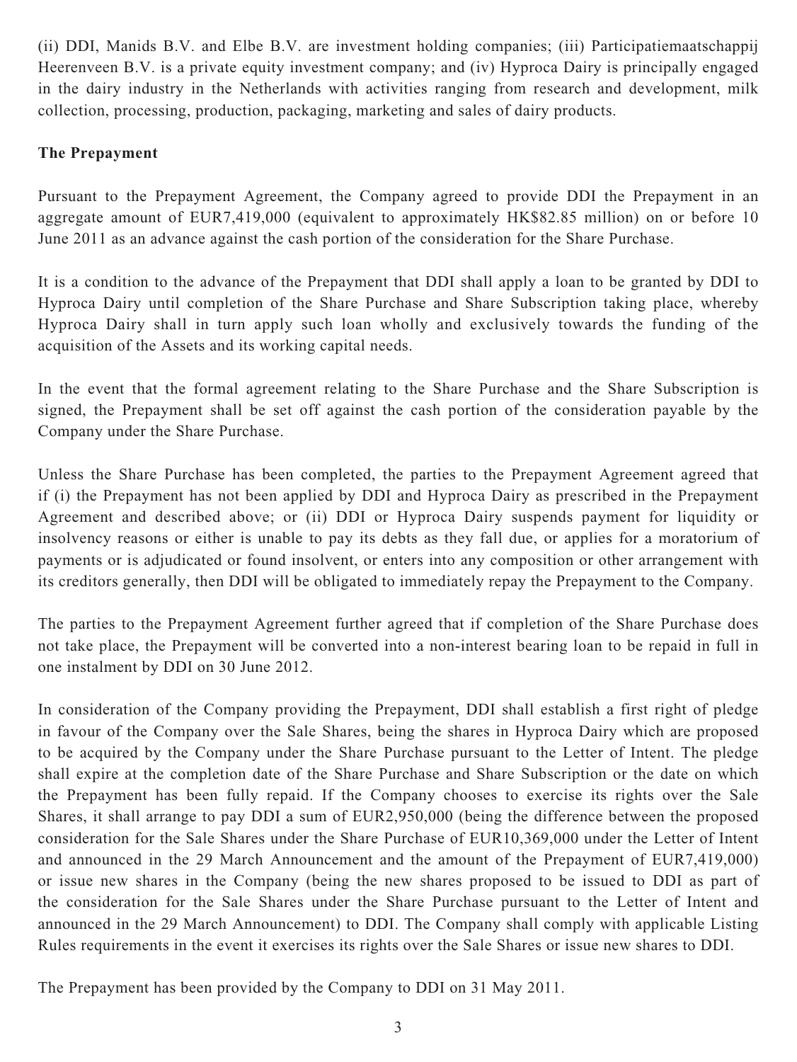(ii) DDI, Manids B.V. and Elbe B.V. are investment holding companies; (iii) Participatiemaatschappij Heerenveen B.V. is a private equity investment company; and (iv) Hyproca Dairy is principally engaged in the dairy industry in the Netherlands with activities ranging from research and development, milk collection, processing, production, packaging, marketing and sales of dairy products.

**The Prepayment**

Pursuant to the Prepayment Agreement, the Company agreed to provide DDI the Prepayment in an aggregate amount of EUR7,419,000 (equivalent to approximately HK$82.85 million) on or before 10 June 2011 as an advance against the cash portion of the consideration for the Share Purchase.

It is a condition to the advance of the Prepayment that DDI shall apply a loan to be granted by DDI to Hyproca Dairy until completion of the Share Purchase and Share Subscription taking place, whereby Hyproca Dairy shall in turn apply such loan wholly and exclusively towards the funding of the acquisition of the Assets and its working capital needs.

In the event that the formal agreement relating to the Share Purchase and the Share Subscription is signed, the Prepayment shall be set off against the cash portion of the consideration payable by the Company under the Share Purchase.

Unless the Share Purchase has been completed, the parties to the Prepayment Agreement agreed that if (i) the Prepayment has not been applied by DDI and Hyproca Dairy as prescribed in the Prepayment Agreement and described above; or (ii) DDI or Hyproca Dairy suspends payment for liquidity or insolvency reasons or either is unable to pay its debts as they fall due, or applies for a moratorium of payments or is adjudicated or found insolvent, or enters into any composition or other arrangement with its creditors generally, then DDI will be obligated to immediately repay the Prepayment to the Company.

The parties to the Prepayment Agreement further agreed that if completion of the Share Purchase does not take place, the Prepayment will be converted into a non-interest bearing loan to be repaid in full in one instalment by DDI on 30 June 2012.

In consideration of the Company providing the Prepayment, DDI shall establish a first right of pledge in favour of the Company over the Sale Shares, being the shares in Hyproca Dairy which are proposed to be acquired by the Company under the Share Purchase pursuant to the Letter of Intent. The pledge shall expire at the completion date of the Share Purchase and Share Subscription or the date on which the Prepayment has been fully repaid. If the Company chooses to exercise its rights over the Sale Shares, it shall arrange to pay DDI a sum of EUR2,950,000 (being the difference between the proposed consideration for the Sale Shares under the Share Purchase of EUR10,369,000 under the Letter of Intent and announced in the 29 March Announcement and the amount of the Prepayment of EUR7,419,000) or issue new shares in the Company (being the new shares proposed to be issued to DDI as part of the consideration for the Sale Shares under the Share Purchase pursuant to the Letter of Intent and announced in the 29 March Announcement) to DDI. The Company shall comply with applicable Listing Rules requirements in the event it exercises its rights over the Sale Shares or issue new shares to DDI.

The Prepayment has been provided by the Company to DDI on 31 May 2011.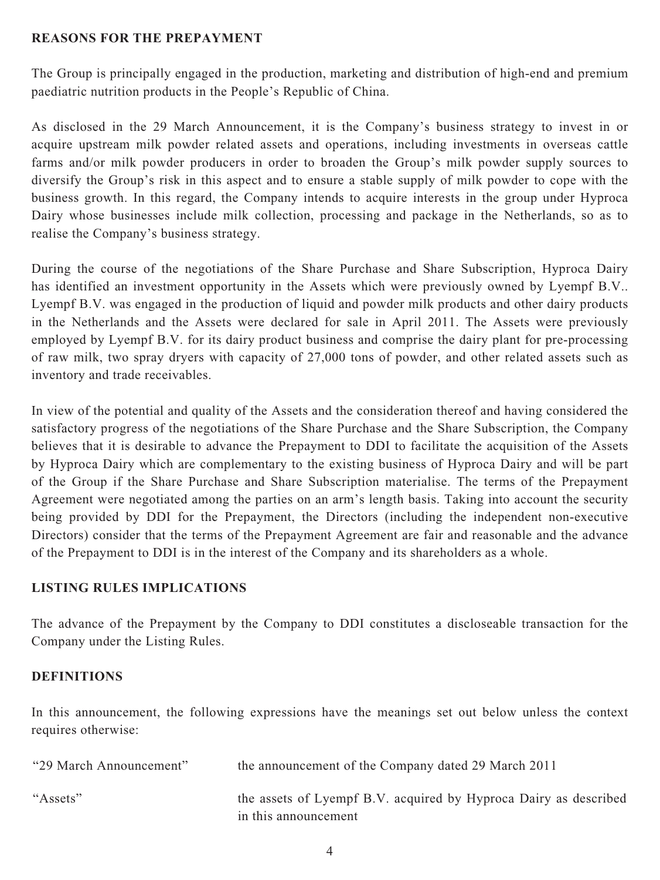## REASONS FOR THE PREPAYMENT

The Group is principally engaged in the production, marketing and distribution of high-end and premium paediatric nutrition products in the People's Republic of China.

As disclosed in the 29 March Announcement, it is the Company's business strategy to invest in or acquire upstream milk powder related assets and operations, including investments in overseas cattle farms and/or milk powder producers in order to broaden the Group's milk powder supply sources to diversify the Group's risk in this aspect and to ensure a stable supply of milk powder to cope with the business growth. In this regard, the Company intends to acquire interests in the group under Hyproca Dairy whose businesses include milk collection, processing and package in the Netherlands, so as to realise the Company's business strategy.

During the course of the negotiations of the Share Purchase and Share Subscription, Hyproca Dairy has identified an investment opportunity in the Assets which were previously owned by Lyempf B.V.. Lyempf B.V. was engaged in the production of liquid and powder milk products and other dairy products in the Netherlands and the Assets were declared for sale in April 2011. The Assets were previously employed by Lyempf B.V. for its dairy product business and comprise the dairy plant for pre-processing of raw milk, two spray dryers with capacity of 27,000 tons of powder, and other related assets such as inventory and trade receivables.

In view of the potential and quality of the Assets and the consideration thereof and having considered the satisfactory progress of the negotiations of the Share Purchase and the Share Subscription, the Company believes that it is desirable to advance the Prepayment to DDI to facilitate the acquisition of the Assets by Hyproca Dairy which are complementary to the existing business of Hyproca Dairy and will be part of the Group if the Share Purchase and Share Subscription materialise. The terms of the Prepayment Agreement were negotiated among the parties on an arm's length basis. Taking into account the security being provided by DDI for the Prepayment, the Directors (including the independent non-executive Directors) consider that the terms of the Prepayment Agreement are fair and reasonable and the advance of the Prepayment to DDI is in the interest of the Company and its shareholders as a whole.

## LISTING RULES IMPLICATIONS

The advance of the Prepayment by the Company to DDI constitutes a discloseable transaction for the Company under the Listing Rules.

## DEFINITIONS

In this announcement, the following expressions have the meanings set out below unless the context requires otherwise:

| | |
|---|---|
| "29 March Announcement" | the announcement of the Company dated 29 March 2011 |
| "Assets" | the assets of Lyempf B.V. acquired by Hyproca Dairy as described in this announcement |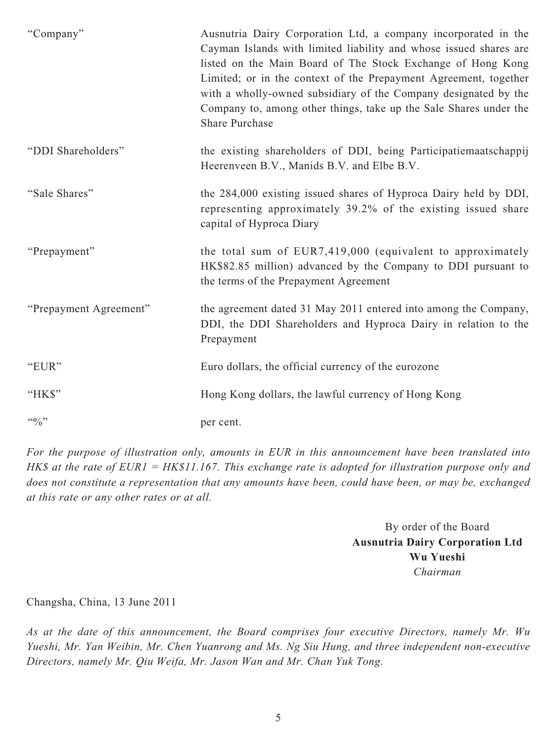| | |
|---|---|
| "Company" | Ausnutria Dairy Corporation Ltd, a company incorporated in the Cayman Islands with limited liability and whose issued shares are listed on the Main Board of The Stock Exchange of Hong Kong Limited; or in the context of the Prepayment Agreement, together with a wholly-owned subsidiary of the Company designated by the Company to, among other things, take up the Sale Shares under the Share Purchase |
| "DDI Shareholders" | the existing shareholders of DDI, being Participatiemaatschappij Heerenveen B.V., Manids B.V. and Elbe B.V. |
| "Sale Shares" | the 284,000 existing issued shares of Hyproca Dairy held by DDI, representing approximately 39.2% of the existing issued share capital of Hyproca Diary |
| "Prepayment" | the total sum of EUR7,419,000 (equivalent to approximately HK$82.85 million) advanced by the Company to DDI pursuant to the terms of the Prepayment Agreement |
| "Prepayment Agreement" | the agreement dated 31 May 2011 entered into among the Company, DDI, the DDI Shareholders and Hyproca Dairy in relation to the Prepayment |
| "EUR" | Euro dollars, the official currency of the eurozone |
| "HK$" | Hong Kong dollars, the lawful currency of Hong Kong |
| "%" | per cent. |

*For the purpose of illustration only, amounts in EUR in this announcement have been translated into HK$ at the rate of EUR1 = HK$11.167. This exchange rate is adopted for illustration purpose only and does not constitute a representation that any amounts have been, could have been, or may be, exchanged at this rate or any other rates or at all.*

By order of the Board
**Ausnutria Dairy Corporation Ltd**
**Wu Yueshi**
*Chairman*

Changsha, China, 13 June 2011

*As at the date of this announcement, the Board comprises four executive Directors, namely Mr. Wu Yueshi, Mr. Yan Weibin, Mr. Chen Yuanrong and Ms. Ng Siu Hung, and three independent non-executive Directors, namely Mr. Qiu Weifa, Mr. Jason Wan and Mr. Chan Yuk Tong.*